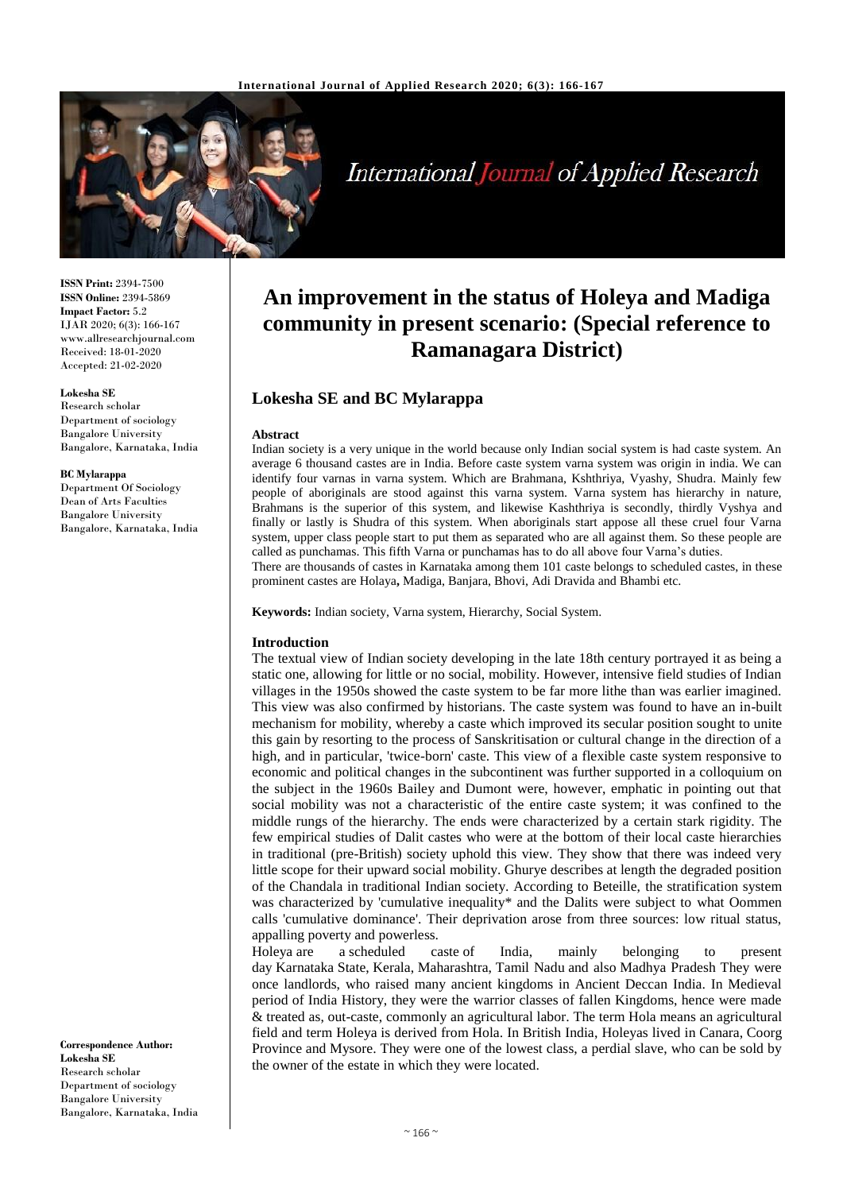**ISSN Print:** 2394-7500
**ISSN Online:** 2394-5869
**Impact Factor:** 5.2
IJAR 2020; 6(3): 166-167
www.allresearchjournal.com
Received: 18-01-2020
Accepted: 21-02-2020

**Lokesha SE**
Research scholar
Department of sociology
Bangalore University
Bangalore, Karnataka, India

**BC Mylarappa**
Department Of Sociology
Dean of Arts Faculties
Bangalore University
Bangalore, Karnataka, India

**Correspondence Author:**
**Lokesha SE**
Research scholar
Department of sociology
Bangalore University
Bangalore, Karnataka, India

# An improvement in the status of Holeya and Madiga community in present scenario: (Special reference to Ramanagara District)

## Lokesha SE and BC Mylarappa

### Abstract

Indian society is a very unique in the world because only Indian social system is had caste system. An average 6 thousand castes are in India. Before caste system varna system was origin in india. We can identify four varnas in varna system. Which are Brahmana, Kshthriya, Vyashy, Shudra. Mainly few people of aboriginals are stood against this varna system. Varna system has hierarchy in nature, Brahmans is the superior of this system, and likewise Kashthriya is secondly, thirdly Vyshya and finally or lastly is Shudra of this system. When aboriginals start appose all these cruel four Varna system, upper class people start to put them as separated who are all against them. So these people are called as punchamas. This fifth Varna or punchamas has to do all above four Varna's duties.

There are thousands of castes in Karnataka among them 101 caste belongs to scheduled castes, in these prominent castes are Holaya**,** Madiga, Banjara, Bhovi, Adi Dravida and Bhambi etc.

**Keywords:** Indian society, Varna system, Hierarchy, Social System.

### Introduction

The textual view of Indian society developing in the late 18th century portrayed it as being a static one, allowing for little or no social, mobility. However, intensive field studies of Indian villages in the 1950s showed the caste system to be far more lithe than was earlier imagined. This view was also confirmed by historians. The caste system was found to have an in-built mechanism for mobility, whereby a caste which improved its secular position sought to unite this gain by resorting to the process of Sanskritisation or cultural change in the direction of a high, and in particular, 'twice-born' caste. This view of a flexible caste system responsive to economic and political changes in the subcontinent was further supported in a colloquium on the subject in the 1960s Bailey and Dumont were, however, emphatic in pointing out that social mobility was not a characteristic of the entire caste system; it was confined to the middle rungs of the hierarchy. The ends were characterized by a certain stark rigidity. The few empirical studies of Dalit castes who were at the bottom of their local caste hierarchies in traditional (pre-British) society uphold this view. They show that there was indeed very little scope for their upward social mobility. Ghurye describes at length the degraded position of the Chandala in traditional Indian society. According to Beteille, the stratification system was characterized by 'cumulative inequality* and the Dalits were subject to what Oommen calls 'cumulative dominance'. Their deprivation arose from three sources: low ritual status, appalling poverty and powerless.

Holeya are a scheduled caste of India, mainly belonging to present day Karnataka State, Kerala, Maharashtra, Tamil Nadu and also Madhya Pradesh They were once landlords, who raised many ancient kingdoms in Ancient Deccan India. In Medieval period of India History, they were the warrior classes of fallen Kingdoms, hence were made & treated as, out-caste, commonly an agricultural labor. The term Hola means an agricultural field and term Holeya is derived from Hola. In British India, Holeyas lived in Canara, Coorg Province and Mysore. They were one of the lowest class, a perdial slave, who can be sold by the owner of the estate in which they were located.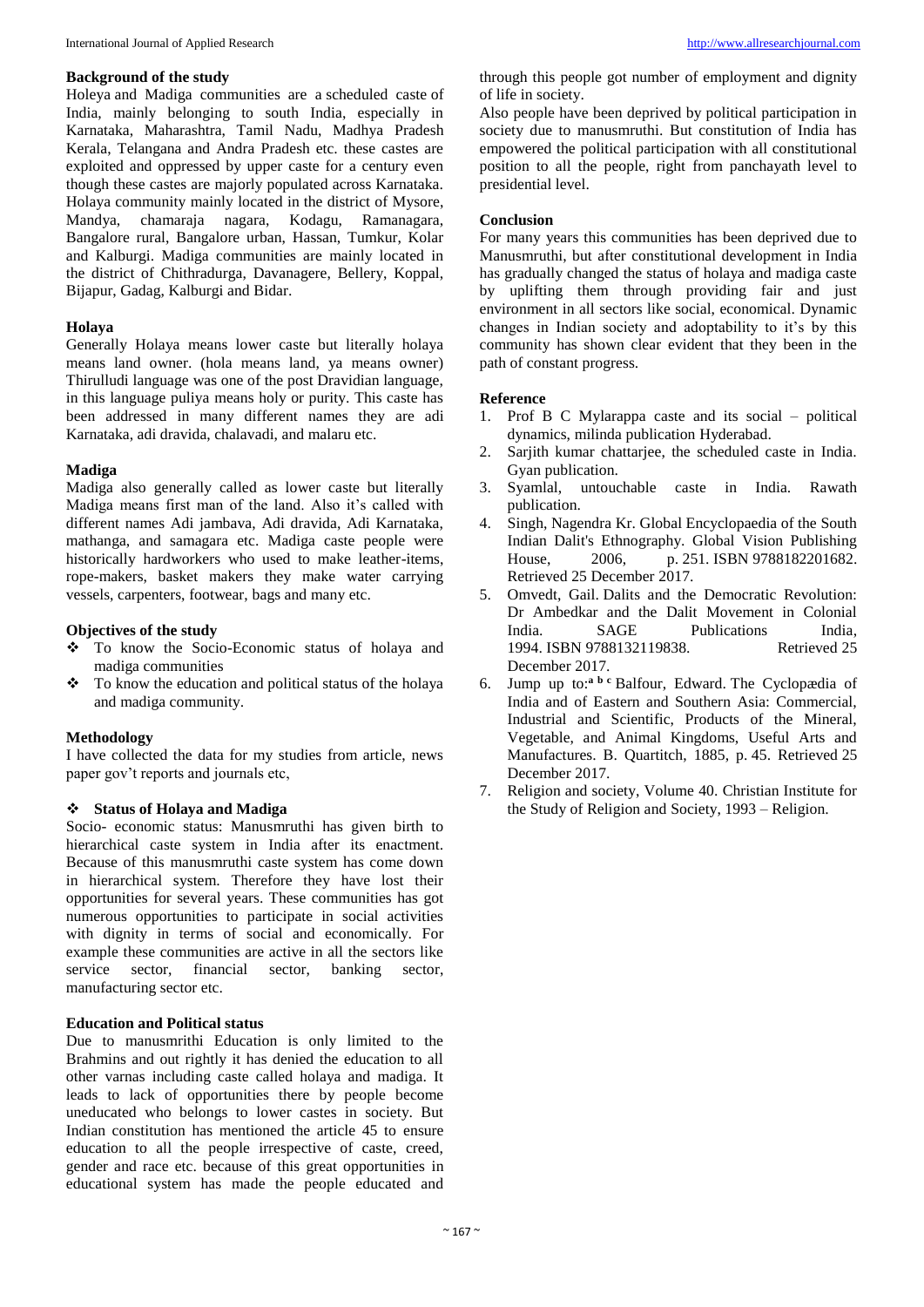### Background of the study

Holeya and Madiga communities are a scheduled caste of India, mainly belonging to south India, especially in Karnataka, Maharashtra, Tamil Nadu, Madhya Pradesh Kerala, Telangana and Andra Pradesh etc. these castes are exploited and oppressed by upper caste for a century even though these castes are majorly populated across Karnataka. Holaya community mainly located in the district of Mysore, Mandya, chamaraja nagara, Kodagu, Ramanagara, Bangalore rural, Bangalore urban, Hassan, Tumkur, Kolar and Kalburgi. Madiga communities are mainly located in the district of Chithradurga, Davanagere, Bellery, Koppal, Bijapur, Gadag, Kalburgi and Bidar.

### Holaya

Generally Holaya means lower caste but literally holaya means land owner. (hola means land, ya means owner) Thirulludi language was one of the post Dravidian language, in this language puliya means holy or purity. This caste has been addressed in many different names they are adi Karnataka, adi dravida, chalavadi, and malaru etc.

### Madiga

Madiga also generally called as lower caste but literally Madiga means first man of the land. Also it's called with different names Adi jambava, Adi dravida, Adi Karnataka, mathanga, and samagara etc. Madiga caste people were historically hardworkers who used to make leather-items, rope-makers, basket makers they make water carrying vessels, carpenters, footwear, bags and many etc.

### Objectives of the study

- To know the Socio-Economic status of holaya and madiga communities
- To know the education and political status of the holaya and madiga community.

### Methodology

I have collected the data for my studies from article, news paper gov't reports and journals etc,

### Status of Holaya and Madiga

Socio- economic status: Manusmruthi has given birth to hierarchical caste system in India after its enactment. Because of this manusmruthi caste system has come down in hierarchical system. Therefore they have lost their opportunities for several years. These communities has got numerous opportunities to participate in social activities with dignity in terms of social and economically. For example these communities are active in all the sectors like service sector, financial sector, banking sector, manufacturing sector etc.

### Education and Political status

Due to manusmrithi Education is only limited to the Brahmins and out rightly it has denied the education to all other varnas including caste called holaya and madiga. It leads to lack of opportunities there by people become uneducated who belongs to lower castes in society. But Indian constitution has mentioned the article 45 to ensure education to all the people irrespective of caste, creed, gender and race etc. because of this great opportunities in educational system has made the people educated and through this people got number of employment and dignity of life in society.

Also people have been deprived by political participation in society due to manusmruthi. But constitution of India has empowered the political participation with all constitutional position to all the people, right from panchayath level to presidential level.

### Conclusion

For many years this communities has been deprived due to Manusmruthi, but after constitutional development in India has gradually changed the status of holaya and madiga caste by uplifting them through providing fair and just environment in all sectors like social, economical. Dynamic changes in Indian society and adoptability to it's by this community has shown clear evident that they been in the path of constant progress.

### Reference

1. Prof B C Mylarappa caste and its social – political dynamics, milinda publication Hyderabad.
2. Sarjith kumar chattarjee, the scheduled caste in India. Gyan publication.
3. Syamlal, untouchable caste in India. Rawath publication.
4. Singh, Nagendra Kr. Global Encyclopaedia of the South Indian Dalit's Ethnography. Global Vision Publishing House, 2006, p. 251. ISBN 9788182201682. Retrieved 25 December 2017.
5. Omvedt, Gail. Dalits and the Democratic Revolution: Dr Ambedkar and the Dalit Movement in Colonial India. SAGE Publications India, 1994. ISBN 9788132119838. Retrieved 25 December 2017.
6. Jump up to:[a b c] Balfour, Edward. The Cyclopædia of India and of Eastern and Southern Asia: Commercial, Industrial and Scientific, Products of the Mineral, Vegetable, and Animal Kingdoms, Useful Arts and Manufactures. B. Quartitch, 1885, p. 45. Retrieved 25 December 2017.
7. Religion and society, Volume 40. Christian Institute for the Study of Religion and Society, 1993 – Religion.